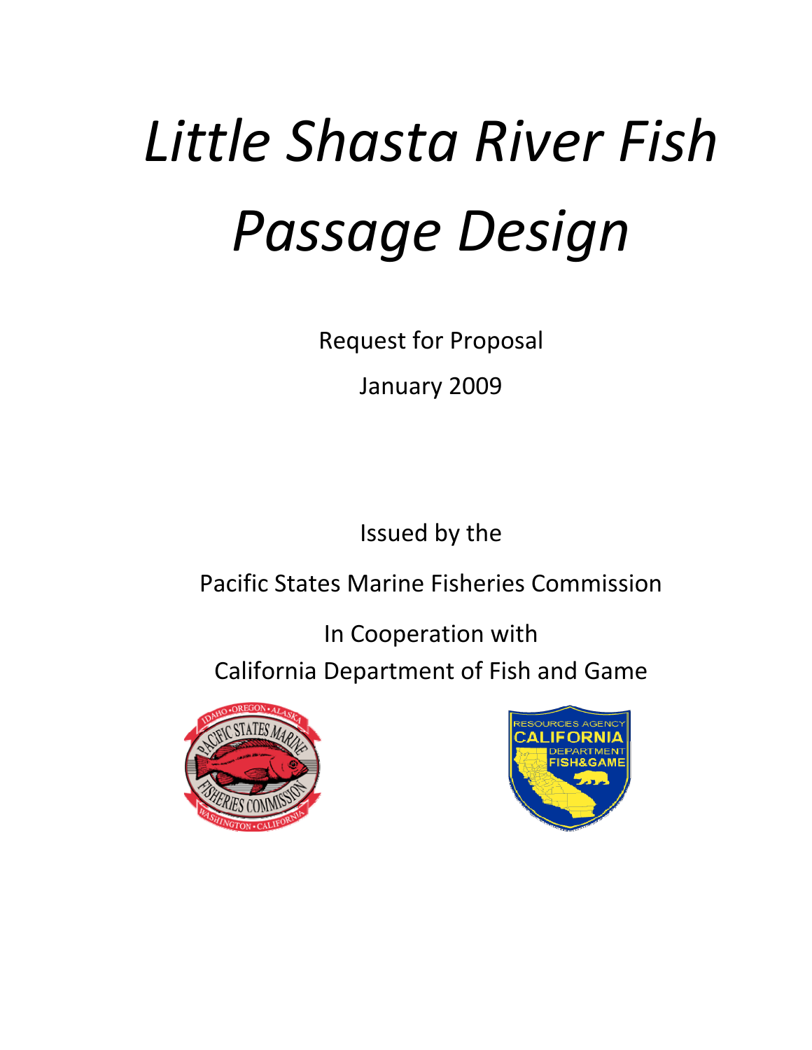# *Little Shasta River Fish Passage Design*

Request for Proposal

January 2009

Issued by the

Pacific States Marine Fisheries Commission

In Cooperation with

California Department of Fish and Game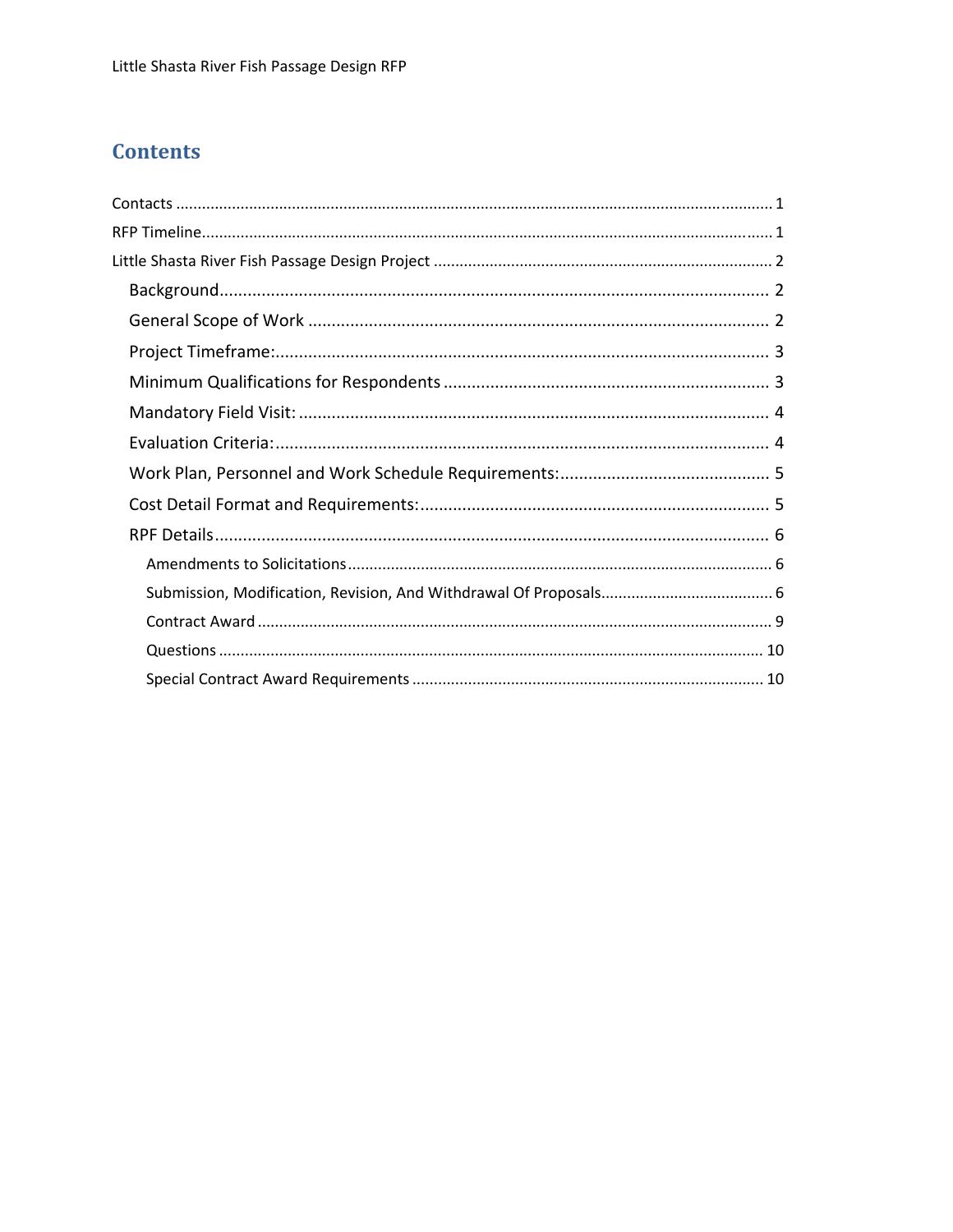# Contents

Contacts ........................................................................................................................................ 1

RFP Timeline.................................................................................................................................. 1

Little Shasta River Fish Passage Design Project ............................................................................. 2

- Background....................................................................................................................... 2
- General Scope of Work ..................................................................................................... 2
- Project Timeframe:............................................................................................................ 3
- Minimum Qualifications for Respondents ........................................................................ 3
- Mandatory Field Visit: ...................................................................................................... 4
- Evaluation Criteria:............................................................................................................ 4
- Work Plan, Personnel and Work Schedule Requirements:............................................... 5
- Cost Detail Format and Requirements:............................................................................. 5
- RPF Details........................................................................................................................ 6
  - Amendments to Solicitations ............................................................................................ 6
  - Submission, Modification, Revision, And Withdrawal Of Proposals.................................. 6
  - Contract Award ................................................................................................................. 9
  - Questions ......................................................................................................................... 10
  - Special Contract Award Requirements ............................................................................ 10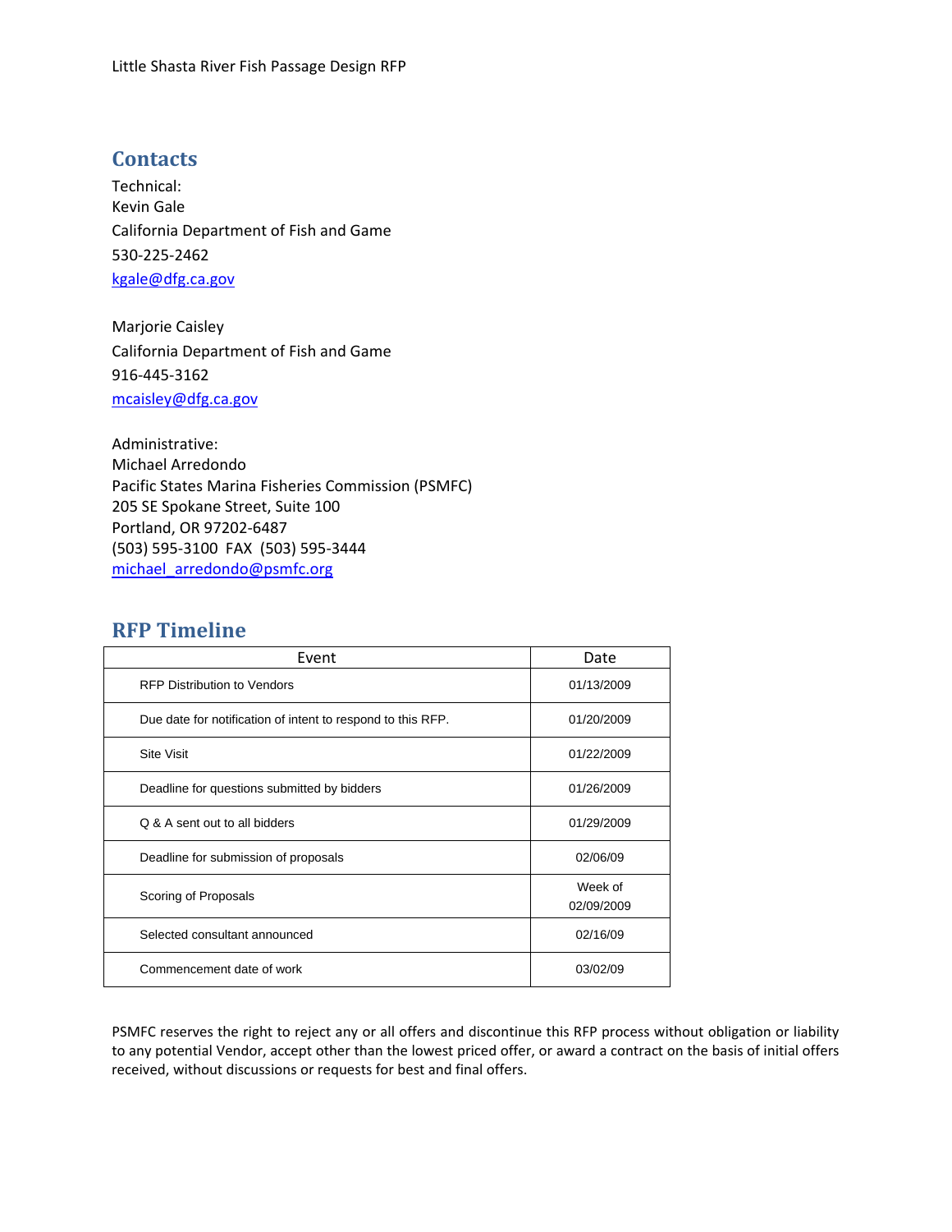## Contacts

Technical:
Kevin Gale
California Department of Fish and Game
530-225-2462
kgale@dfg.ca.gov

Marjorie Caisley
California Department of Fish and Game
916-445-3162
mcaisley@dfg.ca.gov

Administrative:
Michael Arredondo
Pacific States Marina Fisheries Commission (PSMFC)
205 SE Spokane Street, Suite 100
Portland, OR 97202-6487
(503) 595-3100 FAX (503) 595-3444
michael_arredondo@psmfc.org

## RFP Timeline

| Event | Date |
|---|---|
| RFP Distribution to Vendors | 01/13/2009 |
| Due date for notification of intent to respond to this RFP. | 01/20/2009 |
| Site Visit | 01/22/2009 |
| Deadline for questions submitted by bidders | 01/26/2009 |
| Q & A sent out to all bidders | 01/29/2009 |
| Deadline for submission of proposals | 02/06/09 |
| Scoring of Proposals | Week of 02/09/2009 |
| Selected consultant announced | 02/16/09 |
| Commencement date of work | 03/02/09 |

PSMFC reserves the right to reject any or all offers and discontinue this RFP process without obligation or liability to any potential Vendor, accept other than the lowest priced offer, or award a contract on the basis of initial offers received, without discussions or requests for best and final offers.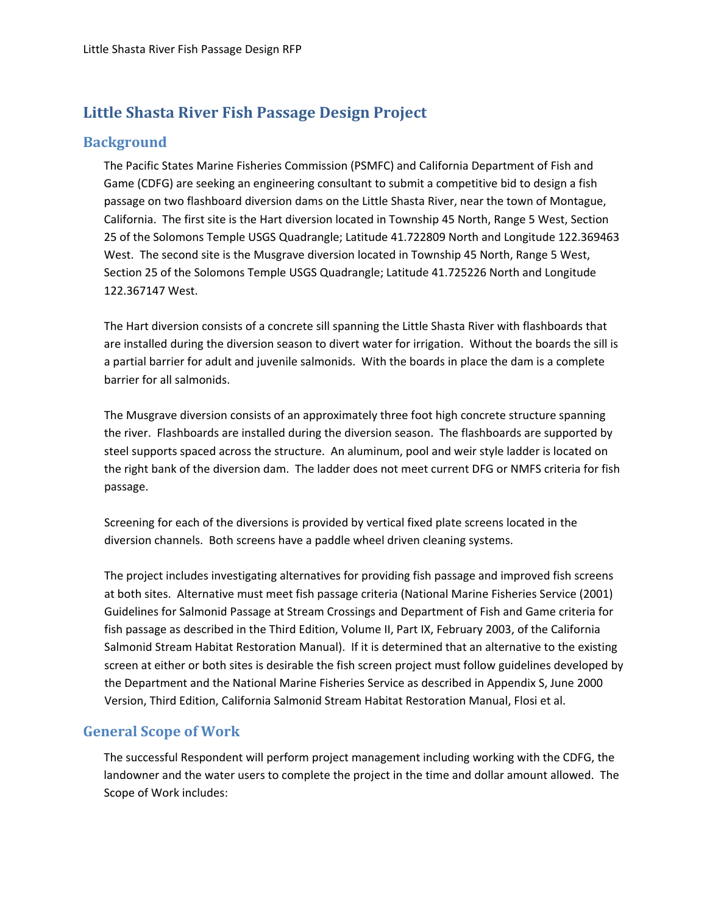# Little Shasta River Fish Passage Design Project

## Background

The Pacific States Marine Fisheries Commission (PSMFC) and California Department of Fish and Game (CDFG) are seeking an engineering consultant to submit a competitive bid to design a fish passage on two flashboard diversion dams on the Little Shasta River, near the town of Montague, California. The first site is the Hart diversion located in Township 45 North, Range 5 West, Section 25 of the Solomons Temple USGS Quadrangle; Latitude 41.722809 North and Longitude 122.369463 West. The second site is the Musgrave diversion located in Township 45 North, Range 5 West, Section 25 of the Solomons Temple USGS Quadrangle; Latitude 41.725226 North and Longitude 122.367147 West.

The Hart diversion consists of a concrete sill spanning the Little Shasta River with flashboards that are installed during the diversion season to divert water for irrigation. Without the boards the sill is a partial barrier for adult and juvenile salmonids. With the boards in place the dam is a complete barrier for all salmonids.

The Musgrave diversion consists of an approximately three foot high concrete structure spanning the river. Flashboards are installed during the diversion season. The flashboards are supported by steel supports spaced across the structure. An aluminum, pool and weir style ladder is located on the right bank of the diversion dam. The ladder does not meet current DFG or NMFS criteria for fish passage.

Screening for each of the diversions is provided by vertical fixed plate screens located in the diversion channels. Both screens have a paddle wheel driven cleaning systems.

The project includes investigating alternatives for providing fish passage and improved fish screens at both sites. Alternative must meet fish passage criteria (National Marine Fisheries Service (2001) Guidelines for Salmonid Passage at Stream Crossings and Department of Fish and Game criteria for fish passage as described in the Third Edition, Volume II, Part IX, February 2003, of the California Salmonid Stream Habitat Restoration Manual). If it is determined that an alternative to the existing screen at either or both sites is desirable the fish screen project must follow guidelines developed by the Department and the National Marine Fisheries Service as described in Appendix S, June 2000 Version, Third Edition, California Salmonid Stream Habitat Restoration Manual, Flosi et al.

## General Scope of Work

The successful Respondent will perform project management including working with the CDFG, the landowner and the water users to complete the project in the time and dollar amount allowed. The Scope of Work includes: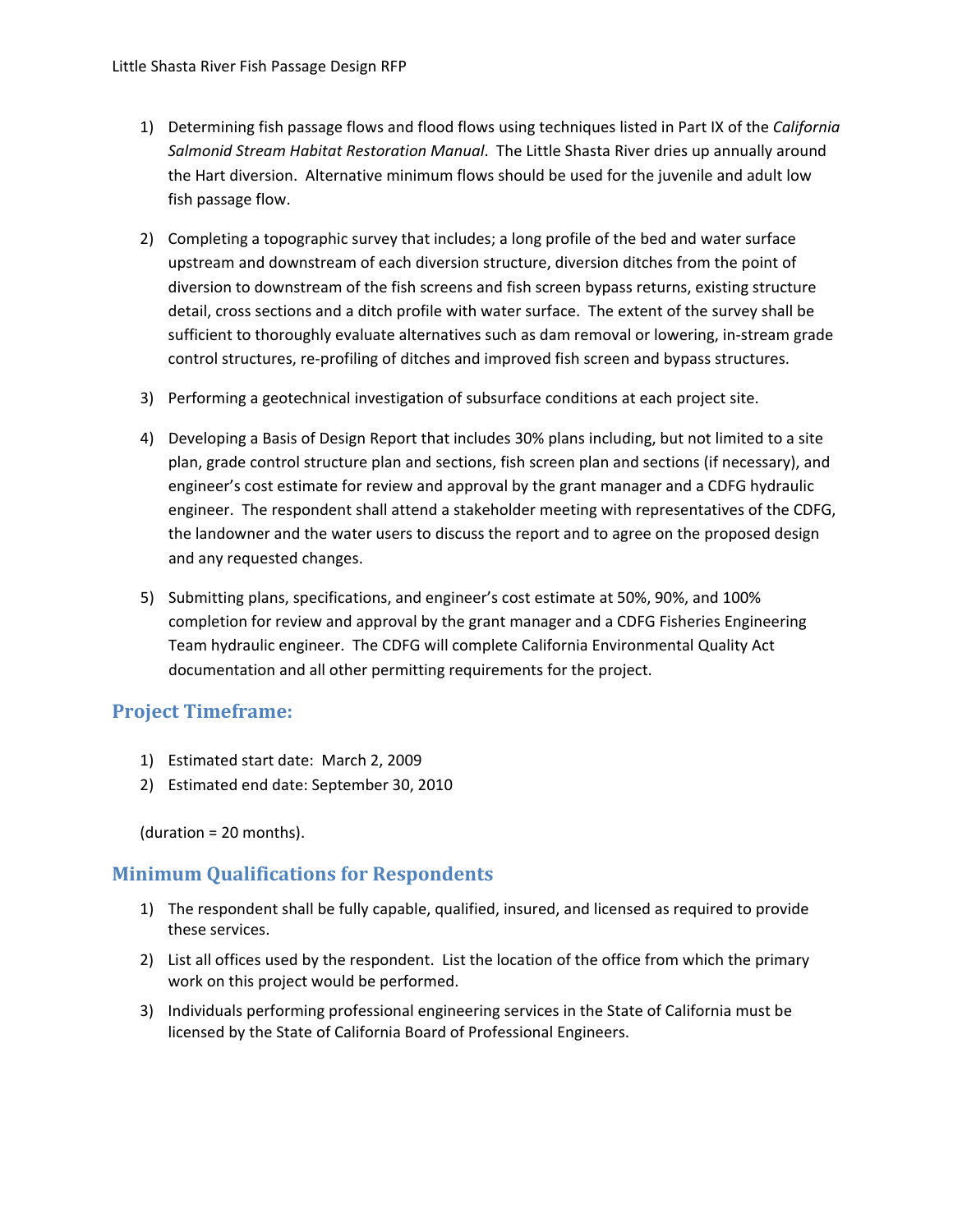1) Determining fish passage flows and flood flows using techniques listed in Part IX of the *California Salmonid Stream Habitat Restoration Manual*. The Little Shasta River dries up annually around the Hart diversion. Alternative minimum flows should be used for the juvenile and adult low fish passage flow.

2) Completing a topographic survey that includes; a long profile of the bed and water surface upstream and downstream of each diversion structure, diversion ditches from the point of diversion to downstream of the fish screens and fish screen bypass returns, existing structure detail, cross sections and a ditch profile with water surface. The extent of the survey shall be sufficient to thoroughly evaluate alternatives such as dam removal or lowering, in-stream grade control structures, re-profiling of ditches and improved fish screen and bypass structures.

3) Performing a geotechnical investigation of subsurface conditions at each project site.

4) Developing a Basis of Design Report that includes 30% plans including, but not limited to a site plan, grade control structure plan and sections, fish screen plan and sections (if necessary), and engineer's cost estimate for review and approval by the grant manager and a CDFG hydraulic engineer. The respondent shall attend a stakeholder meeting with representatives of the CDFG, the landowner and the water users to discuss the report and to agree on the proposed design and any requested changes.

5) Submitting plans, specifications, and engineer's cost estimate at 50%, 90%, and 100% completion for review and approval by the grant manager and a CDFG Fisheries Engineering Team hydraulic engineer. The CDFG will complete California Environmental Quality Act documentation and all other permitting requirements for the project.

## Project Timeframe:

1) Estimated start date: March 2, 2009
2) Estimated end date: September 30, 2010

(duration = 20 months).

## Minimum Qualifications for Respondents

1) The respondent shall be fully capable, qualified, insured, and licensed as required to provide these services.
2) List all offices used by the respondent. List the location of the office from which the primary work on this project would be performed.
3) Individuals performing professional engineering services in the State of California must be licensed by the State of California Board of Professional Engineers.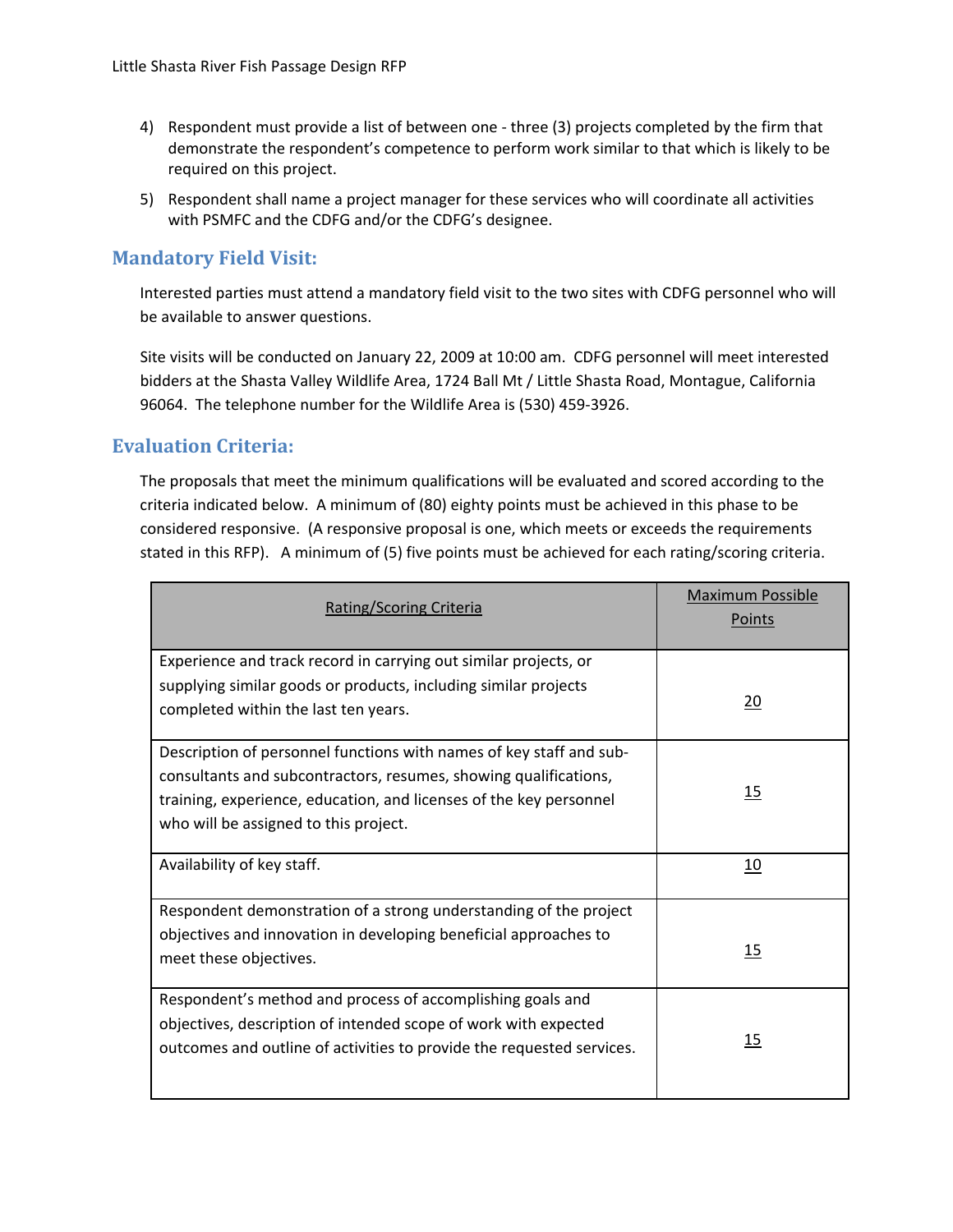4) Respondent must provide a list of between one - three (3) projects completed by the firm that demonstrate the respondent's competence to perform work similar to that which is likely to be required on this project.

5) Respondent shall name a project manager for these services who will coordinate all activities with PSMFC and the CDFG and/or the CDFG's designee.

## Mandatory Field Visit:

Interested parties must attend a mandatory field visit to the two sites with CDFG personnel who will be available to answer questions.

Site visits will be conducted on January 22, 2009 at 10:00 am. CDFG personnel will meet interested bidders at the Shasta Valley Wildlife Area, 1724 Ball Mt / Little Shasta Road, Montague, California 96064. The telephone number for the Wildlife Area is (530) 459-3926.

## Evaluation Criteria:

The proposals that meet the minimum qualifications will be evaluated and scored according to the criteria indicated below. A minimum of (80) eighty points must be achieved in this phase to be considered responsive. (A responsive proposal is one, which meets or exceeds the requirements stated in this RFP). A minimum of (5) five points must be achieved for each rating/scoring criteria.

| Rating/Scoring Criteria | Maximum Possible Points |
|---|---|
| Experience and track record in carrying out similar projects, or supplying similar goods or products, including similar projects completed within the last ten years. | 20 |
| Description of personnel functions with names of key staff and sub-consultants and subcontractors, resumes, showing qualifications, training, experience, education, and licenses of the key personnel who will be assigned to this project. | 15 |
| Availability of key staff. | 10 |
| Respondent demonstration of a strong understanding of the project objectives and innovation in developing beneficial approaches to meet these objectives. | 15 |
| Respondent's method and process of accomplishing goals and objectives, description of intended scope of work with expected outcomes and outline of activities to provide the requested services. | 15 |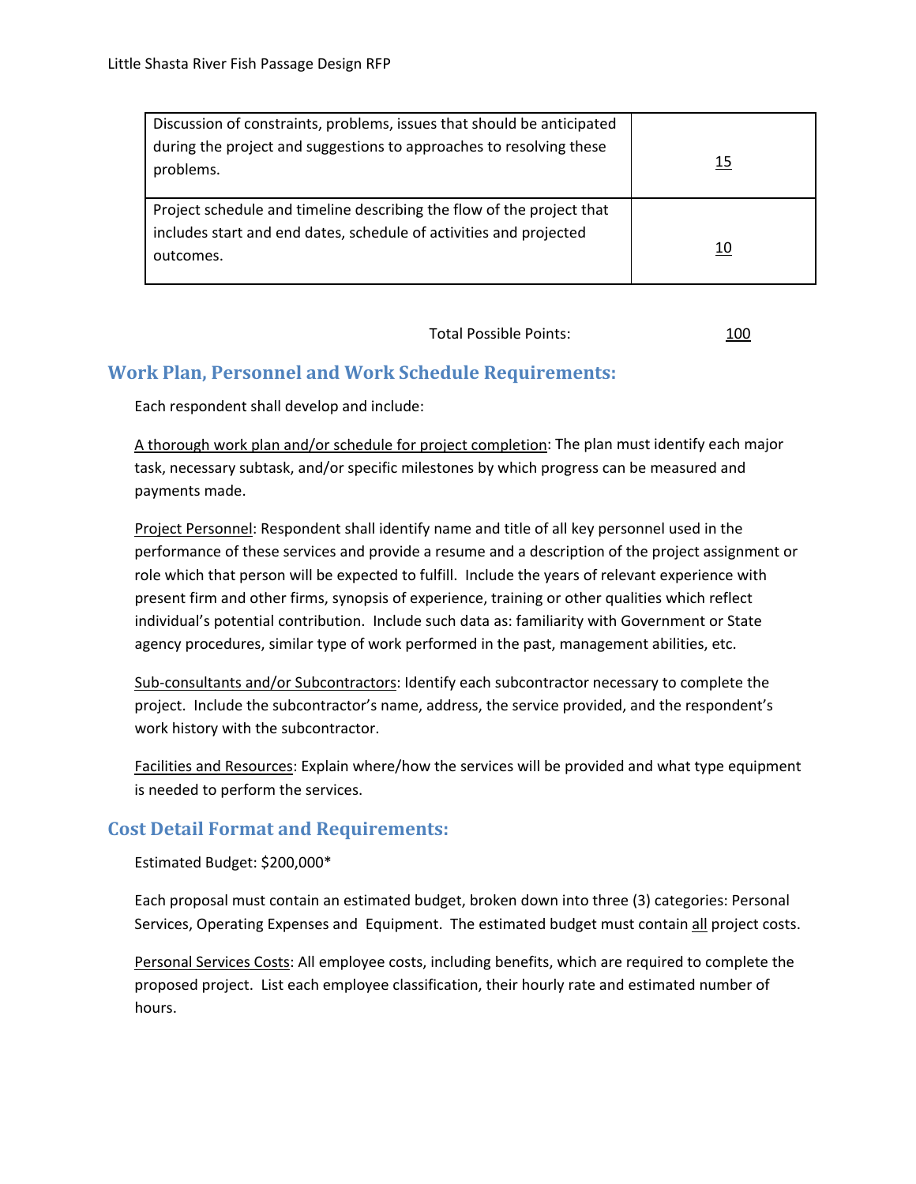| | |
|---|---|
| Discussion of constraints, problems, issues that should be anticipated during the project and suggestions to approaches to resolving these problems. | 15 |
| Project schedule and timeline describing the flow of the project that includes start and end dates, schedule of activities and projected outcomes. | 10 |
| Total Possible Points: | 100 |

## Work Plan, Personnel and Work Schedule Requirements:

Each respondent shall develop and include:

A thorough work plan and/or schedule for project completion: The plan must identify each major task, necessary subtask, and/or specific milestones by which progress can be measured and payments made.

Project Personnel: Respondent shall identify name and title of all key personnel used in the performance of these services and provide a resume and a description of the project assignment or role which that person will be expected to fulfill. Include the years of relevant experience with present firm and other firms, synopsis of experience, training or other qualities which reflect individual's potential contribution. Include such data as: familiarity with Government or State agency procedures, similar type of work performed in the past, management abilities, etc.

Sub-consultants and/or Subcontractors: Identify each subcontractor necessary to complete the project. Include the subcontractor's name, address, the service provided, and the respondent's work history with the subcontractor.

Facilities and Resources: Explain where/how the services will be provided and what type equipment is needed to perform the services.

## Cost Detail Format and Requirements:

Estimated Budget: $200,000*

Each proposal must contain an estimated budget, broken down into three (3) categories: Personal Services, Operating Expenses and Equipment. The estimated budget must contain all project costs.

Personal Services Costs: All employee costs, including benefits, which are required to complete the proposed project. List each employee classification, their hourly rate and estimated number of hours.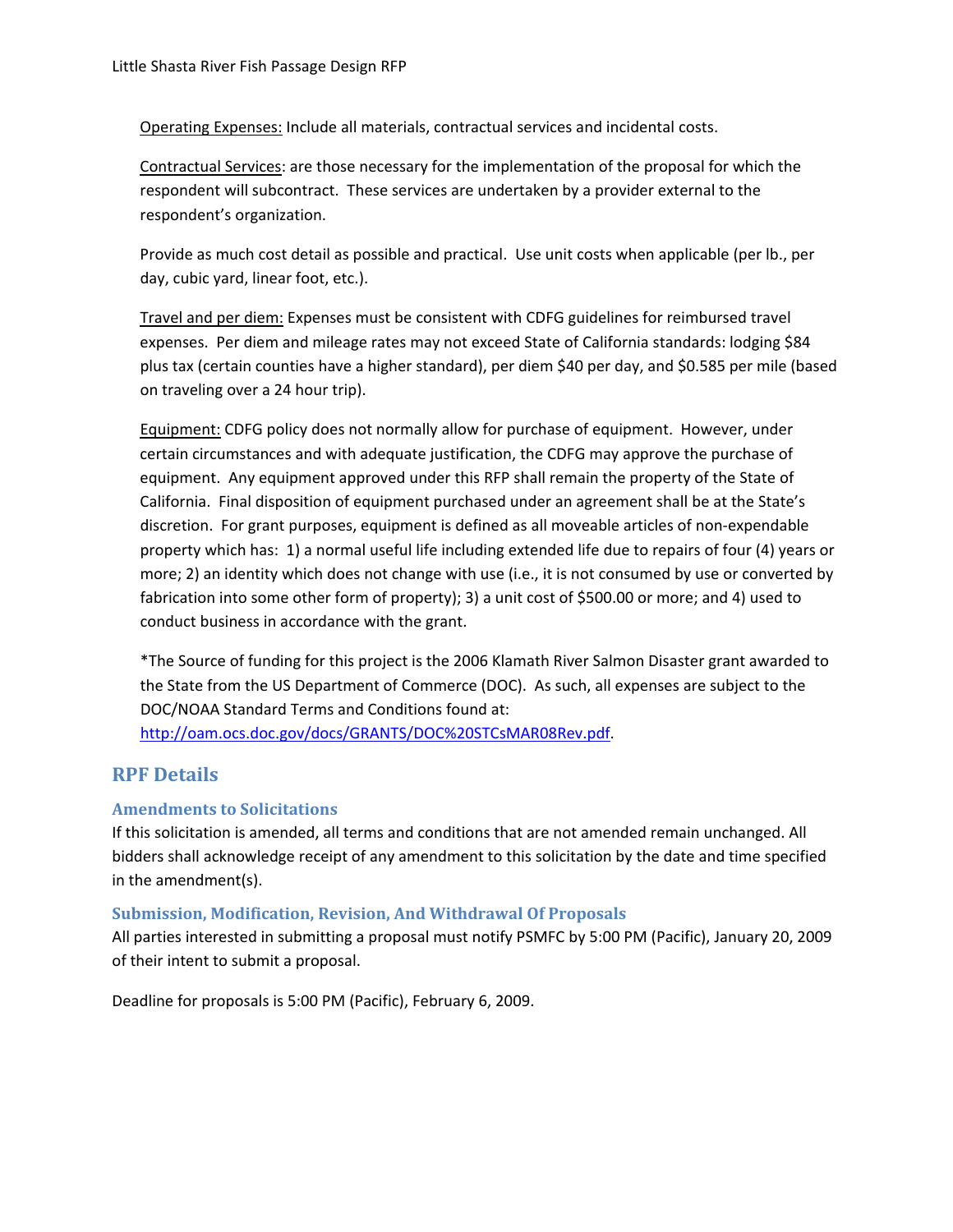Operating Expenses: Include all materials, contractual services and incidental costs.

Contractual Services: are those necessary for the implementation of the proposal for which the respondent will subcontract. These services are undertaken by a provider external to the respondent's organization.

Provide as much cost detail as possible and practical. Use unit costs when applicable (per lb., per day, cubic yard, linear foot, etc.).

Travel and per diem: Expenses must be consistent with CDFG guidelines for reimbursed travel expenses. Per diem and mileage rates may not exceed State of California standards: lodging $84 plus tax (certain counties have a higher standard), per diem $40 per day, and $0.585 per mile (based on traveling over a 24 hour trip).

Equipment: CDFG policy does not normally allow for purchase of equipment. However, under certain circumstances and with adequate justification, the CDFG may approve the purchase of equipment. Any equipment approved under this RFP shall remain the property of the State of California. Final disposition of equipment purchased under an agreement shall be at the State's discretion. For grant purposes, equipment is defined as all moveable articles of non-expendable property which has: 1) a normal useful life including extended life due to repairs of four (4) years or more; 2) an identity which does not change with use (i.e., it is not consumed by use or converted by fabrication into some other form of property); 3) a unit cost of $500.00 or more; and 4) used to conduct business in accordance with the grant.

*The Source of funding for this project is the 2006 Klamath River Salmon Disaster grant awarded to the State from the US Department of Commerce (DOC). As such, all expenses are subject to the DOC/NOAA Standard Terms and Conditions found at: http://oam.ocs.doc.gov/docs/GRANTS/DOC%20STCsMAR08Rev.pdf.

## RPF Details

### Amendments to Solicitations

If this solicitation is amended, all terms and conditions that are not amended remain unchanged. All bidders shall acknowledge receipt of any amendment to this solicitation by the date and time specified in the amendment(s).

### Submission, Modification, Revision, And Withdrawal Of Proposals

All parties interested in submitting a proposal must notify PSMFC by 5:00 PM (Pacific), January 20, 2009 of their intent to submit a proposal.

Deadline for proposals is 5:00 PM (Pacific), February 6, 2009.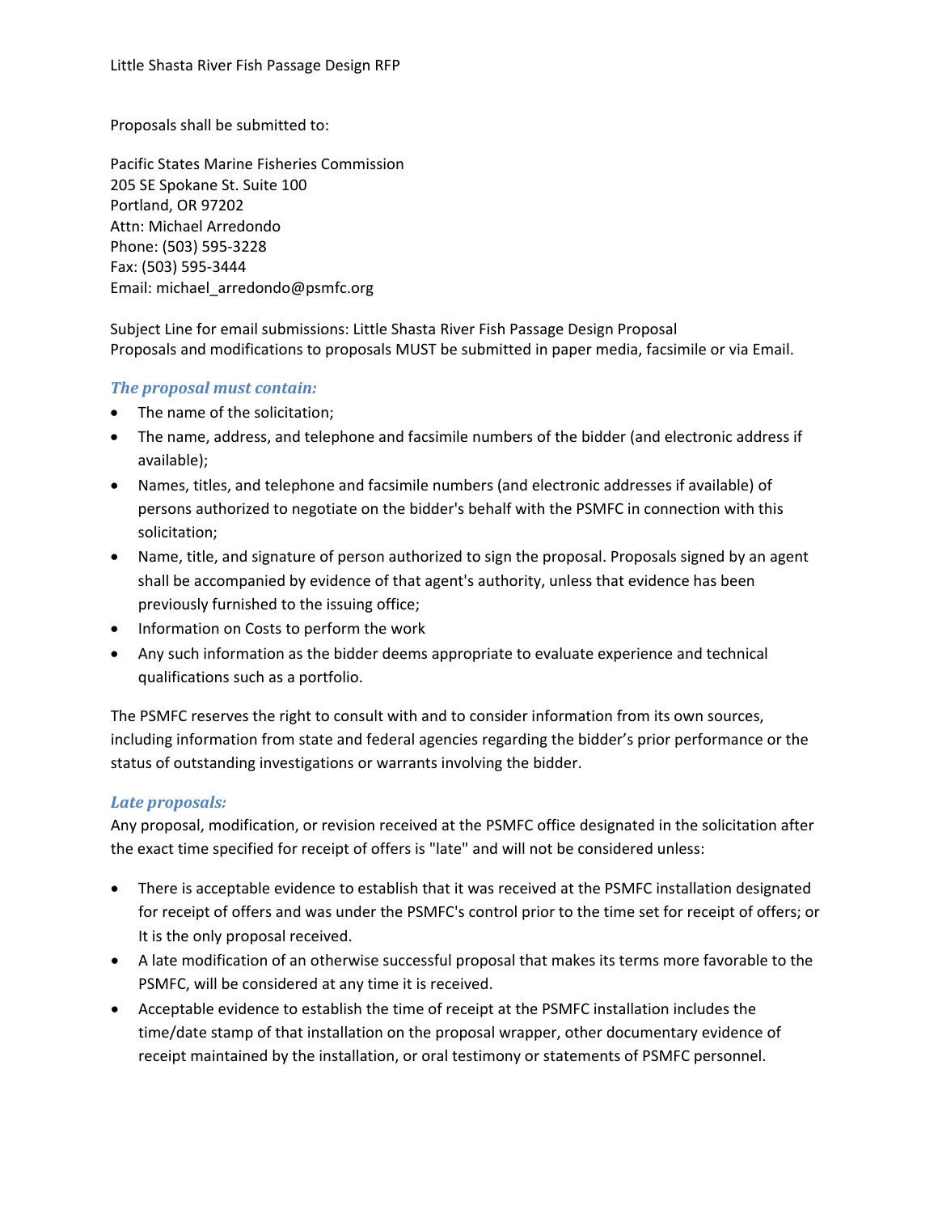Proposals shall be submitted to:

Pacific States Marine Fisheries Commission
205 SE Spokane St. Suite 100
Portland, OR 97202
Attn: Michael Arredondo
Phone: (503) 595-3228
Fax: (503) 595-3444
Email: michael_arredondo@psmfc.org

Subject Line for email submissions: Little Shasta River Fish Passage Design Proposal
Proposals and modifications to proposals MUST be submitted in paper media, facsimile or via Email.

### *The proposal must contain:*

- The name of the solicitation;
- The name, address, and telephone and facsimile numbers of the bidder (and electronic address if available);
- Names, titles, and telephone and facsimile numbers (and electronic addresses if available) of persons authorized to negotiate on the bidder's behalf with the PSMFC in connection with this solicitation;
- Name, title, and signature of person authorized to sign the proposal. Proposals signed by an agent shall be accompanied by evidence of that agent's authority, unless that evidence has been previously furnished to the issuing office;
- Information on Costs to perform the work
- Any such information as the bidder deems appropriate to evaluate experience and technical qualifications such as a portfolio.

The PSMFC reserves the right to consult with and to consider information from its own sources, including information from state and federal agencies regarding the bidder's prior performance or the status of outstanding investigations or warrants involving the bidder.

### *Late proposals:*

Any proposal, modification, or revision received at the PSMFC office designated in the solicitation after the exact time specified for receipt of offers is "late" and will not be considered unless:

- There is acceptable evidence to establish that it was received at the PSMFC installation designated for receipt of offers and was under the PSMFC's control prior to the time set for receipt of offers; or It is the only proposal received.
- A late modification of an otherwise successful proposal that makes its terms more favorable to the PSMFC, will be considered at any time it is received.
- Acceptable evidence to establish the time of receipt at the PSMFC installation includes the time/date stamp of that installation on the proposal wrapper, other documentary evidence of receipt maintained by the installation, or oral testimony or statements of PSMFC personnel.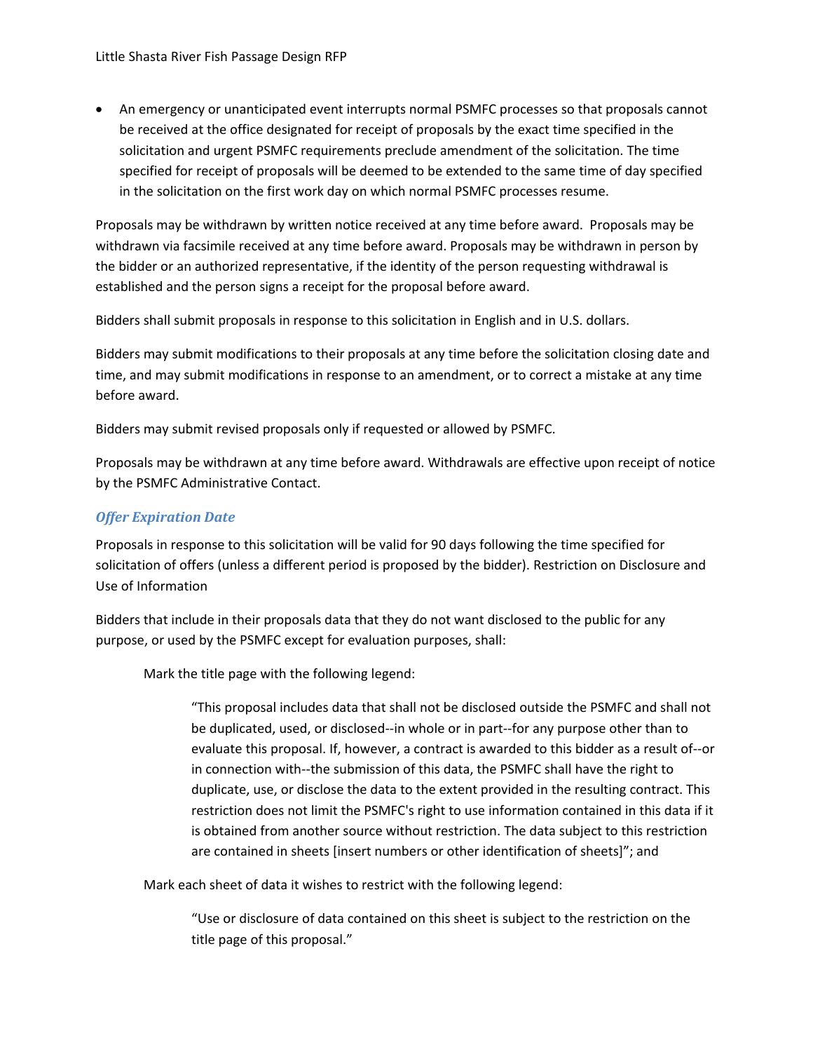- An emergency or unanticipated event interrupts normal PSMFC processes so that proposals cannot be received at the office designated for receipt of proposals by the exact time specified in the solicitation and urgent PSMFC requirements preclude amendment of the solicitation. The time specified for receipt of proposals will be deemed to be extended to the same time of day specified in the solicitation on the first work day on which normal PSMFC processes resume.

Proposals may be withdrawn by written notice received at any time before award. Proposals may be withdrawn via facsimile received at any time before award. Proposals may be withdrawn in person by the bidder or an authorized representative, if the identity of the person requesting withdrawal is established and the person signs a receipt for the proposal before award.

Bidders shall submit proposals in response to this solicitation in English and in U.S. dollars.

Bidders may submit modifications to their proposals at any time before the solicitation closing date and time, and may submit modifications in response to an amendment, or to correct a mistake at any time before award.

Bidders may submit revised proposals only if requested or allowed by PSMFC.

Proposals may be withdrawn at any time before award. Withdrawals are effective upon receipt of notice by the PSMFC Administrative Contact.

### *Offer Expiration Date*

Proposals in response to this solicitation will be valid for 90 days following the time specified for solicitation of offers (unless a different period is proposed by the bidder). Restriction on Disclosure and Use of Information

Bidders that include in their proposals data that they do not want disclosed to the public for any purpose, or used by the PSMFC except for evaluation purposes, shall:

> Mark the title page with the following legend:
>
> > "This proposal includes data that shall not be disclosed outside the PSMFC and shall not be duplicated, used, or disclosed--in whole or in part--for any purpose other than to evaluate this proposal. If, however, a contract is awarded to this bidder as a result of--or in connection with--the submission of this data, the PSMFC shall have the right to duplicate, use, or disclose the data to the extent provided in the resulting contract. This restriction does not limit the PSMFC's right to use information contained in this data if it is obtained from another source without restriction. The data subject to this restriction are contained in sheets [insert numbers or other identification of sheets]"; and
>
> Mark each sheet of data it wishes to restrict with the following legend:
>
> > "Use or disclosure of data contained on this sheet is subject to the restriction on the title page of this proposal."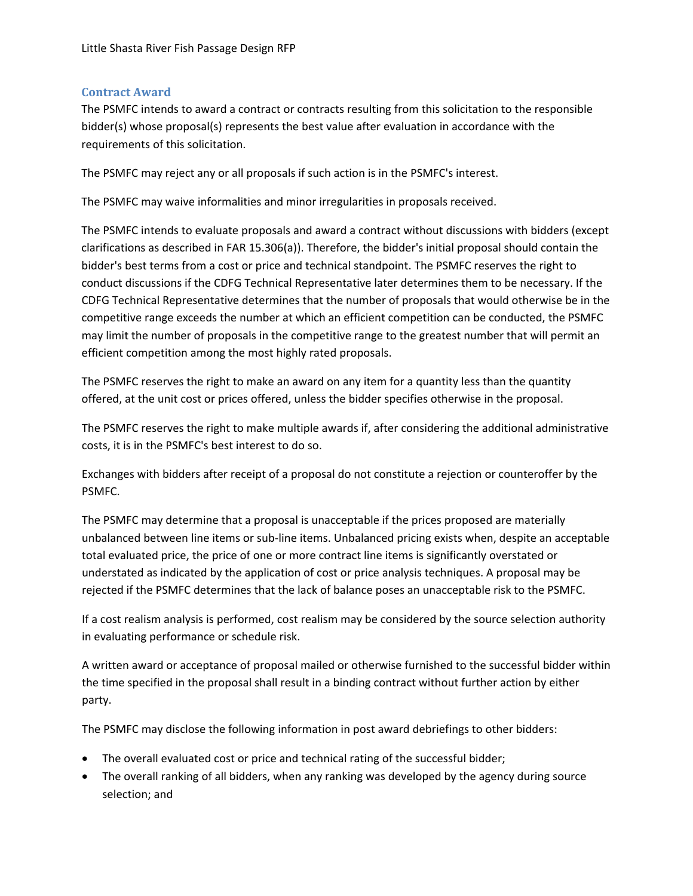## Contract Award

The PSMFC intends to award a contract or contracts resulting from this solicitation to the responsible bidder(s) whose proposal(s) represents the best value after evaluation in accordance with the requirements of this solicitation.

The PSMFC may reject any or all proposals if such action is in the PSMFC's interest.

The PSMFC may waive informalities and minor irregularities in proposals received.

The PSMFC intends to evaluate proposals and award a contract without discussions with bidders (except clarifications as described in FAR 15.306(a)). Therefore, the bidder's initial proposal should contain the bidder's best terms from a cost or price and technical standpoint. The PSMFC reserves the right to conduct discussions if the CDFG Technical Representative later determines them to be necessary. If the CDFG Technical Representative determines that the number of proposals that would otherwise be in the competitive range exceeds the number at which an efficient competition can be conducted, the PSMFC may limit the number of proposals in the competitive range to the greatest number that will permit an efficient competition among the most highly rated proposals.

The PSMFC reserves the right to make an award on any item for a quantity less than the quantity offered, at the unit cost or prices offered, unless the bidder specifies otherwise in the proposal.

The PSMFC reserves the right to make multiple awards if, after considering the additional administrative costs, it is in the PSMFC's best interest to do so.

Exchanges with bidders after receipt of a proposal do not constitute a rejection or counteroffer by the PSMFC.

The PSMFC may determine that a proposal is unacceptable if the prices proposed are materially unbalanced between line items or sub-line items. Unbalanced pricing exists when, despite an acceptable total evaluated price, the price of one or more contract line items is significantly overstated or understated as indicated by the application of cost or price analysis techniques. A proposal may be rejected if the PSMFC determines that the lack of balance poses an unacceptable risk to the PSMFC.

If a cost realism analysis is performed, cost realism may be considered by the source selection authority in evaluating performance or schedule risk.

A written award or acceptance of proposal mailed or otherwise furnished to the successful bidder within the time specified in the proposal shall result in a binding contract without further action by either party.

The PSMFC may disclose the following information in post award debriefings to other bidders:

- The overall evaluated cost or price and technical rating of the successful bidder;
- The overall ranking of all bidders, when any ranking was developed by the agency during source selection; and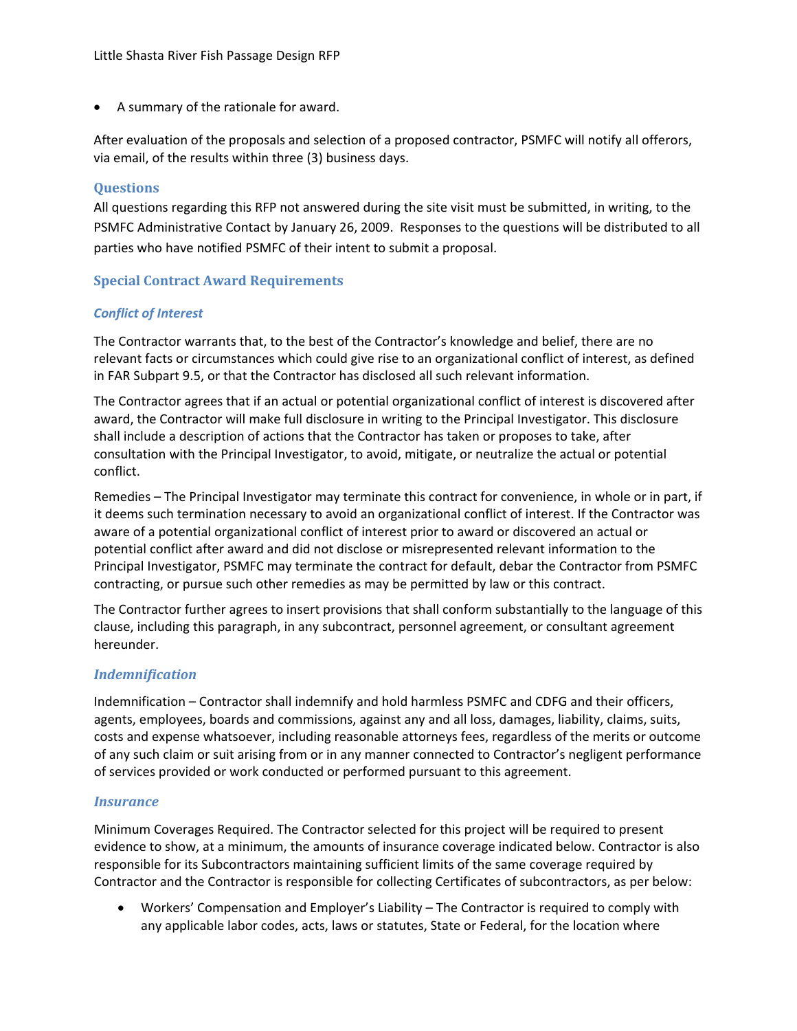- A summary of the rationale for award.

After evaluation of the proposals and selection of a proposed contractor, PSMFC will notify all offerors, via email, of the results within three (3) business days.

## Questions

All questions regarding this RFP not answered during the site visit must be submitted, in writing, to the PSMFC Administrative Contact by January 26, 2009. Responses to the questions will be distributed to all parties who have notified PSMFC of their intent to submit a proposal.

## Special Contract Award Requirements

### *Conflict of Interest*

The Contractor warrants that, to the best of the Contractor's knowledge and belief, there are no relevant facts or circumstances which could give rise to an organizational conflict of interest, as defined in FAR Subpart 9.5, or that the Contractor has disclosed all such relevant information.

The Contractor agrees that if an actual or potential organizational conflict of interest is discovered after award, the Contractor will make full disclosure in writing to the Principal Investigator. This disclosure shall include a description of actions that the Contractor has taken or proposes to take, after consultation with the Principal Investigator, to avoid, mitigate, or neutralize the actual or potential conflict.

Remedies – The Principal Investigator may terminate this contract for convenience, in whole or in part, if it deems such termination necessary to avoid an organizational conflict of interest. If the Contractor was aware of a potential organizational conflict of interest prior to award or discovered an actual or potential conflict after award and did not disclose or misrepresented relevant information to the Principal Investigator, PSMFC may terminate the contract for default, debar the Contractor from PSMFC contracting, or pursue such other remedies as may be permitted by law or this contract.

The Contractor further agrees to insert provisions that shall conform substantially to the language of this clause, including this paragraph, in any subcontract, personnel agreement, or consultant agreement hereunder.

### *Indemnification*

Indemnification – Contractor shall indemnify and hold harmless PSMFC and CDFG and their officers, agents, employees, boards and commissions, against any and all loss, damages, liability, claims, suits, costs and expense whatsoever, including reasonable attorneys fees, regardless of the merits or outcome of any such claim or suit arising from or in any manner connected to Contractor's negligent performance of services provided or work conducted or performed pursuant to this agreement.

### *Insurance*

Minimum Coverages Required. The Contractor selected for this project will be required to present evidence to show, at a minimum, the amounts of insurance coverage indicated below. Contractor is also responsible for its Subcontractors maintaining sufficient limits of the same coverage required by Contractor and the Contractor is responsible for collecting Certificates of subcontractors, as per below:

- Workers' Compensation and Employer's Liability – The Contractor is required to comply with any applicable labor codes, acts, laws or statutes, State or Federal, for the location where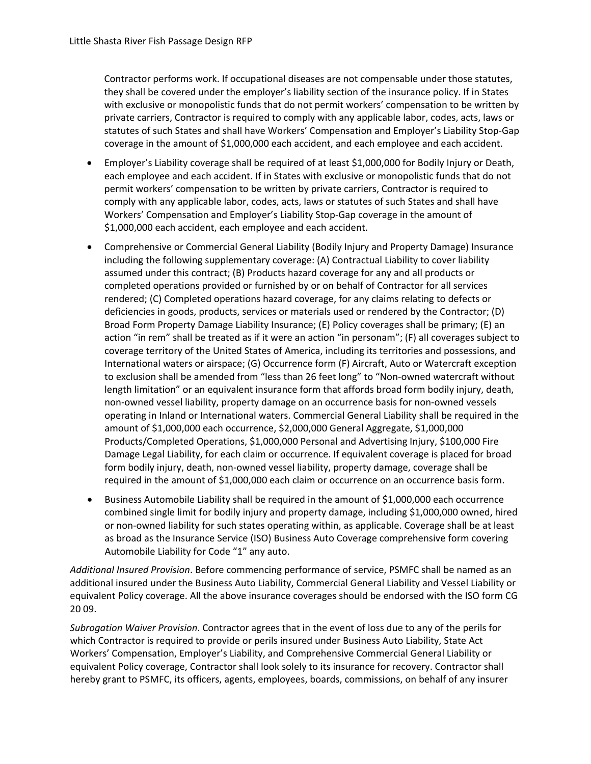Contractor performs work. If occupational diseases are not compensable under those statutes, they shall be covered under the employer's liability section of the insurance policy. If in States with exclusive or monopolistic funds that do not permit workers' compensation to be written by private carriers, Contractor is required to comply with any applicable labor, codes, acts, laws or statutes of such States and shall have Workers' Compensation and Employer's Liability Stop-Gap coverage in the amount of $1,000,000 each accident, and each employee and each accident.

- Employer's Liability coverage shall be required of at least $1,000,000 for Bodily Injury or Death, each employee and each accident. If in States with exclusive or monopolistic funds that do not permit workers' compensation to be written by private carriers, Contractor is required to comply with any applicable labor, codes, acts, laws or statutes of such States and shall have Workers' Compensation and Employer's Liability Stop-Gap coverage in the amount of $1,000,000 each accident, each employee and each accident.
- Comprehensive or Commercial General Liability (Bodily Injury and Property Damage) Insurance including the following supplementary coverage: (A) Contractual Liability to cover liability assumed under this contract; (B) Products hazard coverage for any and all products or completed operations provided or furnished by or on behalf of Contractor for all services rendered; (C) Completed operations hazard coverage, for any claims relating to defects or deficiencies in goods, products, services or materials used or rendered by the Contractor; (D) Broad Form Property Damage Liability Insurance; (E) Policy coverages shall be primary; (E) an action "in rem" shall be treated as if it were an action "in personam"; (F) all coverages subject to coverage territory of the United States of America, including its territories and possessions, and International waters or airspace; (G) Occurrence form (F) Aircraft, Auto or Watercraft exception to exclusion shall be amended from "less than 26 feet long" to "Non-owned watercraft without length limitation" or an equivalent insurance form that affords broad form bodily injury, death, non-owned vessel liability, property damage on an occurrence basis for non-owned vessels operating in Inland or International waters. Commercial General Liability shall be required in the amount of $1,000,000 each occurrence, $2,000,000 General Aggregate, $1,000,000 Products/Completed Operations, $1,000,000 Personal and Advertising Injury, $100,000 Fire Damage Legal Liability, for each claim or occurrence. If equivalent coverage is placed for broad form bodily injury, death, non-owned vessel liability, property damage, coverage shall be required in the amount of $1,000,000 each claim or occurrence on an occurrence basis form.
- Business Automobile Liability shall be required in the amount of $1,000,000 each occurrence combined single limit for bodily injury and property damage, including $1,000,000 owned, hired or non-owned liability for such states operating within, as applicable. Coverage shall be at least as broad as the Insurance Service (ISO) Business Auto Coverage comprehensive form covering Automobile Liability for Code "1" any auto.

*Additional Insured Provision*. Before commencing performance of service, PSMFC shall be named as an additional insured under the Business Auto Liability, Commercial General Liability and Vessel Liability or equivalent Policy coverage. All the above insurance coverages should be endorsed with the ISO form CG 20 09.

*Subrogation Waiver Provision*. Contractor agrees that in the event of loss due to any of the perils for which Contractor is required to provide or perils insured under Business Auto Liability, State Act Workers' Compensation, Employer's Liability, and Comprehensive Commercial General Liability or equivalent Policy coverage, Contractor shall look solely to its insurance for recovery. Contractor shall hereby grant to PSMFC, its officers, agents, employees, boards, commissions, on behalf of any insurer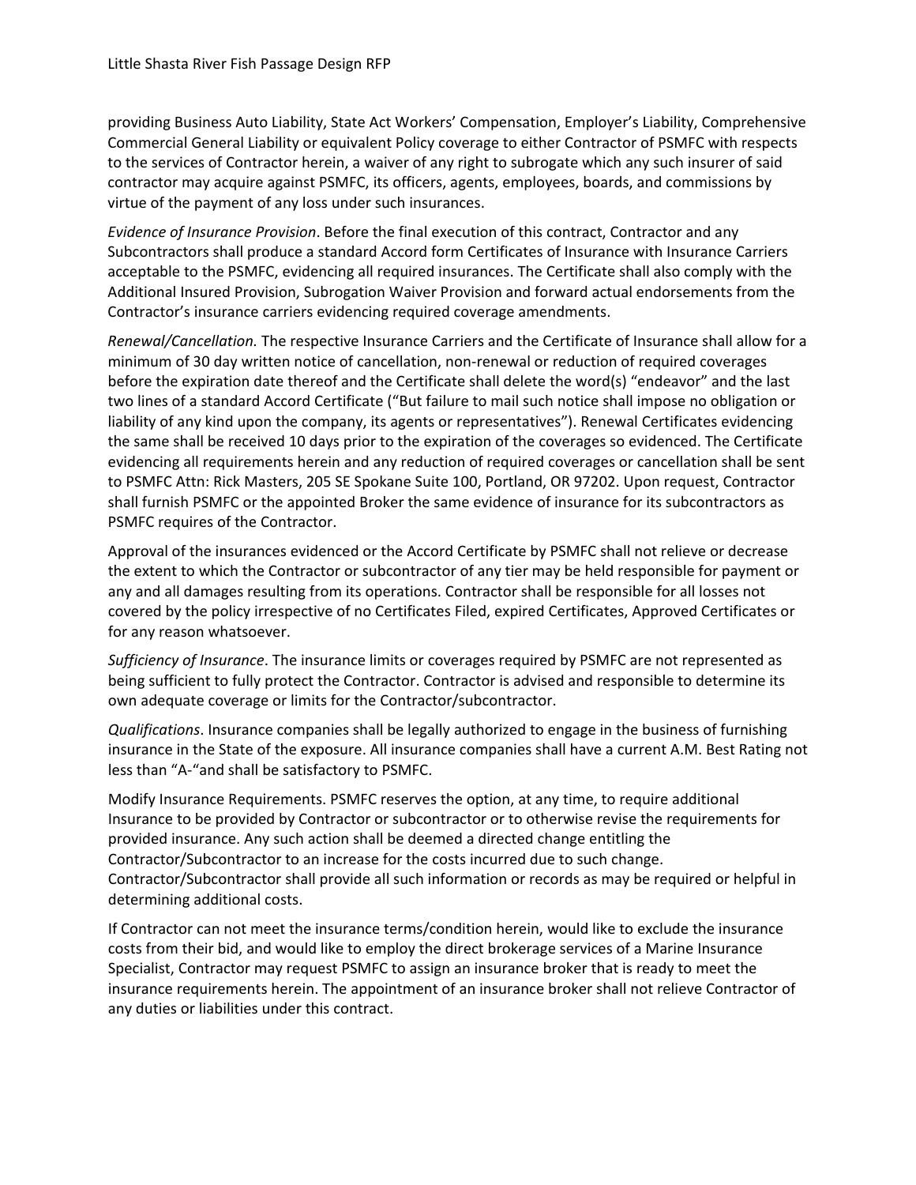providing Business Auto Liability, State Act Workers' Compensation, Employer's Liability, Comprehensive Commercial General Liability or equivalent Policy coverage to either Contractor of PSMFC with respects to the services of Contractor herein, a waiver of any right to subrogate which any such insurer of said contractor may acquire against PSMFC, its officers, agents, employees, boards, and commissions by virtue of the payment of any loss under such insurances.

*Evidence of Insurance Provision*. Before the final execution of this contract, Contractor and any Subcontractors shall produce a standard Accord form Certificates of Insurance with Insurance Carriers acceptable to the PSMFC, evidencing all required insurances. The Certificate shall also comply with the Additional Insured Provision, Subrogation Waiver Provision and forward actual endorsements from the Contractor's insurance carriers evidencing required coverage amendments.

*Renewal/Cancellation.* The respective Insurance Carriers and the Certificate of Insurance shall allow for a minimum of 30 day written notice of cancellation, non-renewal or reduction of required coverages before the expiration date thereof and the Certificate shall delete the word(s) "endeavor" and the last two lines of a standard Accord Certificate ("But failure to mail such notice shall impose no obligation or liability of any kind upon the company, its agents or representatives"). Renewal Certificates evidencing the same shall be received 10 days prior to the expiration of the coverages so evidenced. The Certificate evidencing all requirements herein and any reduction of required coverages or cancellation shall be sent to PSMFC Attn: Rick Masters, 205 SE Spokane Suite 100, Portland, OR 97202. Upon request, Contractor shall furnish PSMFC or the appointed Broker the same evidence of insurance for its subcontractors as PSMFC requires of the Contractor.

Approval of the insurances evidenced or the Accord Certificate by PSMFC shall not relieve or decrease the extent to which the Contractor or subcontractor of any tier may be held responsible for payment or any and all damages resulting from its operations. Contractor shall be responsible for all losses not covered by the policy irrespective of no Certificates Filed, expired Certificates, Approved Certificates or for any reason whatsoever.

*Sufficiency of Insurance*. The insurance limits or coverages required by PSMFC are not represented as being sufficient to fully protect the Contractor. Contractor is advised and responsible to determine its own adequate coverage or limits for the Contractor/subcontractor.

*Qualifications*. Insurance companies shall be legally authorized to engage in the business of furnishing insurance in the State of the exposure. All insurance companies shall have a current A.M. Best Rating not less than "A-"and shall be satisfactory to PSMFC.

Modify Insurance Requirements. PSMFC reserves the option, at any time, to require additional Insurance to be provided by Contractor or subcontractor or to otherwise revise the requirements for provided insurance. Any such action shall be deemed a directed change entitling the Contractor/Subcontractor to an increase for the costs incurred due to such change. Contractor/Subcontractor shall provide all such information or records as may be required or helpful in determining additional costs.

If Contractor can not meet the insurance terms/condition herein, would like to exclude the insurance costs from their bid, and would like to employ the direct brokerage services of a Marine Insurance Specialist, Contractor may request PSMFC to assign an insurance broker that is ready to meet the insurance requirements herein. The appointment of an insurance broker shall not relieve Contractor of any duties or liabilities under this contract.